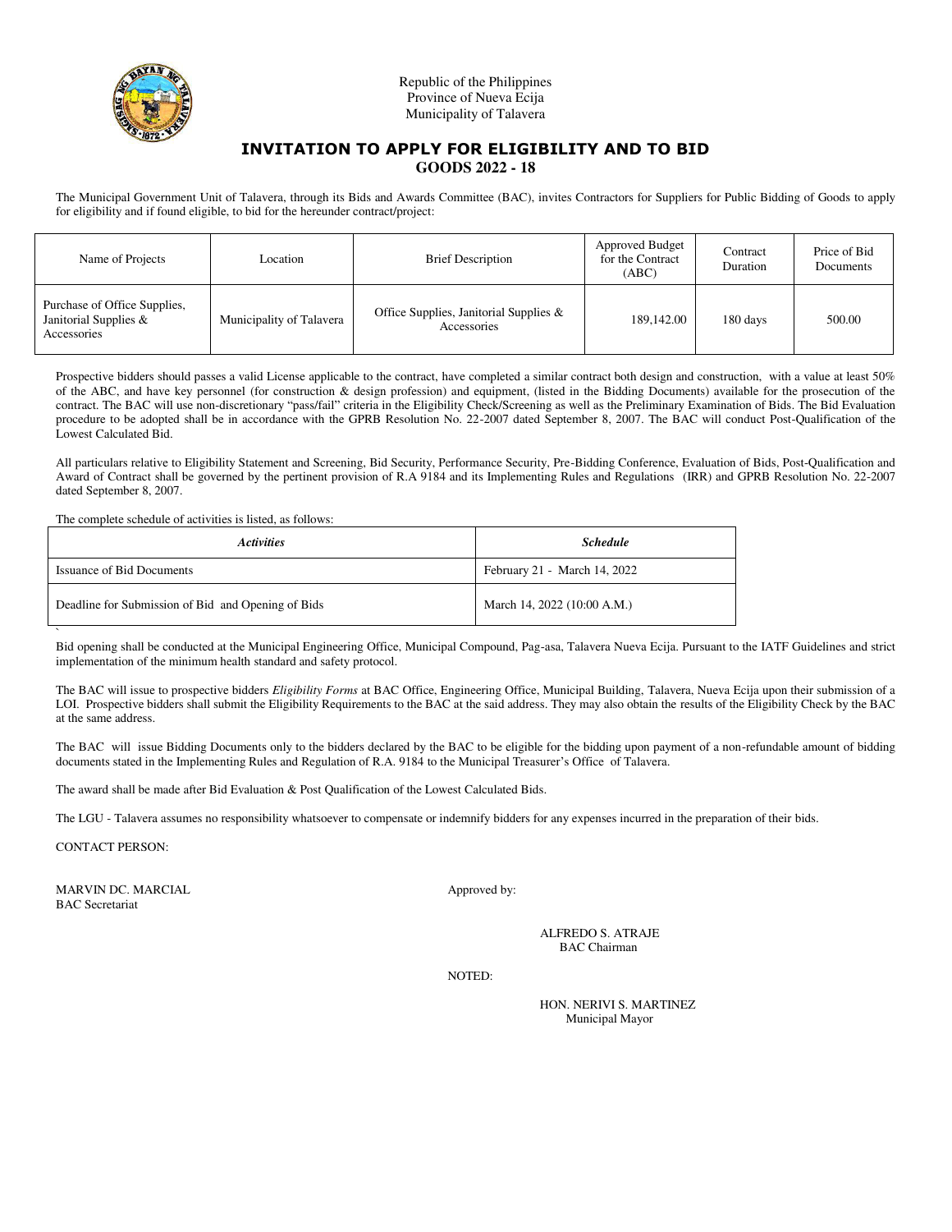Republic of the Philippines
Province of Nueva Ecija
Municipality of Talavera

# INVITATION TO APPLY FOR ELIGIBILITY AND TO BID

## GOODS 2022 - 18

The Municipal Government Unit of Talavera, through its Bids and Awards Committee (BAC), invites Contractors for Suppliers for Public Bidding of Goods to apply for eligibility and if found eligible, to bid for the hereunder contract/project:

| Name of Projects | Location | Brief Description | Approved Budget for the Contract (ABC) | Contract Duration | Price of Bid Documents |
|---|---|---|---|---|---|
| Purchase of Office Supplies, Janitorial Supplies & Accessories | Municipality of Talavera | Office Supplies, Janitorial Supplies & Accessories | 189,142.00 | 180 days | 500.00 |

Prospective bidders should passes a valid License applicable to the contract, have completed a similar contract both design and construction, with a value at least 50% of the ABC, and have key personnel (for construction & design profession) and equipment, (listed in the Bidding Documents) available for the prosecution of the contract. The BAC will use non-discretionary "pass/fail" criteria in the Eligibility Check/Screening as well as the Preliminary Examination of Bids. The Bid Evaluation procedure to be adopted shall be in accordance with the GPRB Resolution No. 22-2007 dated September 8, 2007. The BAC will conduct Post-Qualification of the Lowest Calculated Bid.

All particulars relative to Eligibility Statement and Screening, Bid Security, Performance Security, Pre-Bidding Conference, Evaluation of Bids, Post-Qualification and Award of Contract shall be governed by the pertinent provision of R.A 9184 and its Implementing Rules and Regulations (IRR) and GPRB Resolution No. 22-2007 dated September 8, 2007.

The complete schedule of activities is listed, as follows:

| *Activities* | *Schedule* |
|---|---|
| Issuance of Bid Documents | February 21 - March 14, 2022 |
| Deadline for Submission of Bid and Opening of Bids | March 14, 2022 (10:00 A.M.) |

Bid opening shall be conducted at the Municipal Engineering Office, Municipal Compound, Pag-asa, Talavera Nueva Ecija. Pursuant to the IATF Guidelines and strict implementation of the minimum health standard and safety protocol.

The BAC will issue to prospective bidders *Eligibility Forms* at BAC Office, Engineering Office, Municipal Building, Talavera, Nueva Ecija upon their submission of a LOI. Prospective bidders shall submit the Eligibility Requirements to the BAC at the said address. They may also obtain the results of the Eligibility Check by the BAC at the same address.

The BAC will issue Bidding Documents only to the bidders declared by the BAC to be eligible for the bidding upon payment of a non-refundable amount of bidding documents stated in the Implementing Rules and Regulation of R.A. 9184 to the Municipal Treasurer's Office of Talavera.

The award shall be made after Bid Evaluation & Post Qualification of the Lowest Calculated Bids.

The LGU - Talavera assumes no responsibility whatsoever to compensate or indemnify bidders for any expenses incurred in the preparation of their bids.

CONTACT PERSON:

MARVIN DC. MARCIAL
BAC Secretariat

Approved by:

ALFREDO S. ATRAJE
BAC Chairman

NOTED:

HON. NERIVI S. MARTINEZ
Municipal Mayor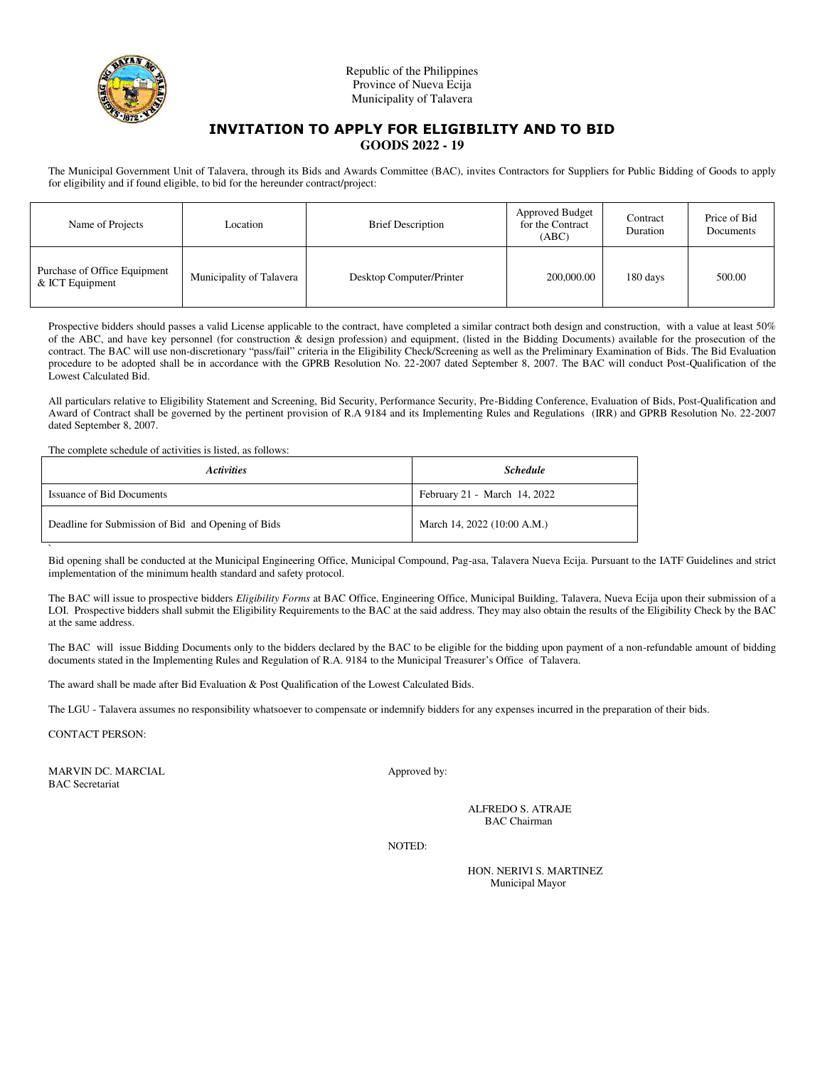Republic of the Philippines
Province of Nueva Ecija
Municipality of Talavera

# INVITATION TO APPLY FOR ELIGIBILITY AND TO BID

## GOODS 2022 - 19

The Municipal Government Unit of Talavera, through its Bids and Awards Committee (BAC), invites Contractors for Suppliers for Public Bidding of Goods to apply for eligibility and if found eligible, to bid for the hereunder contract/project:

| Name of Projects | Location | Brief Description | Approved Budget for the Contract (ABC) | Contract Duration | Price of Bid Documents |
|---|---|---|---|---|---|
| Purchase of Office Equipment & ICT Equipment | Municipality of Talavera | Desktop Computer/Printer | 200,000.00 | 180 days | 500.00 |

Prospective bidders should passes a valid License applicable to the contract, have completed a similar contract both design and construction, with a value at least 50% of the ABC, and have key personnel (for construction & design profession) and equipment, (listed in the Bidding Documents) available for the prosecution of the contract. The BAC will use non-discretionary "pass/fail" criteria in the Eligibility Check/Screening as well as the Preliminary Examination of Bids. The Bid Evaluation procedure to be adopted shall be in accordance with the GPRB Resolution No. 22-2007 dated September 8, 2007. The BAC will conduct Post-Qualification of the Lowest Calculated Bid.

All particulars relative to Eligibility Statement and Screening, Bid Security, Performance Security, Pre-Bidding Conference, Evaluation of Bids, Post-Qualification and Award of Contract shall be governed by the pertinent provision of R.A 9184 and its Implementing Rules and Regulations (IRR) and GPRB Resolution No. 22-2007 dated September 8, 2007.

The complete schedule of activities is listed, as follows:

| *Activities* | *Schedule* |
|---|---|
| Issuance of Bid Documents | February 21 - March 14, 2022 |
| Deadline for Submission of Bid and Opening of Bids | March 14, 2022 (10:00 A.M.) |

Bid opening shall be conducted at the Municipal Engineering Office, Municipal Compound, Pag-asa, Talavera Nueva Ecija. Pursuant to the IATF Guidelines and strict implementation of the minimum health standard and safety protocol.

The BAC will issue to prospective bidders *Eligibility Forms* at BAC Office, Engineering Office, Municipal Building, Talavera, Nueva Ecija upon their submission of a LOI. Prospective bidders shall submit the Eligibility Requirements to the BAC at the said address. They may also obtain the results of the Eligibility Check by the BAC at the same address.

The BAC will issue Bidding Documents only to the bidders declared by the BAC to be eligible for the bidding upon payment of a non-refundable amount of bidding documents stated in the Implementing Rules and Regulation of R.A. 9184 to the Municipal Treasurer's Office of Talavera.

The award shall be made after Bid Evaluation & Post Qualification of the Lowest Calculated Bids.

The LGU - Talavera assumes no responsibility whatsoever to compensate or indemnify bidders for any expenses incurred in the preparation of their bids.

CONTACT PERSON:

MARVIN DC. MARCIAL
BAC Secretariat

Approved by:

ALFREDO S. ATRAJE
BAC Chairman

NOTED:

HON. NERIVI S. MARTINEZ
Municipal Mayor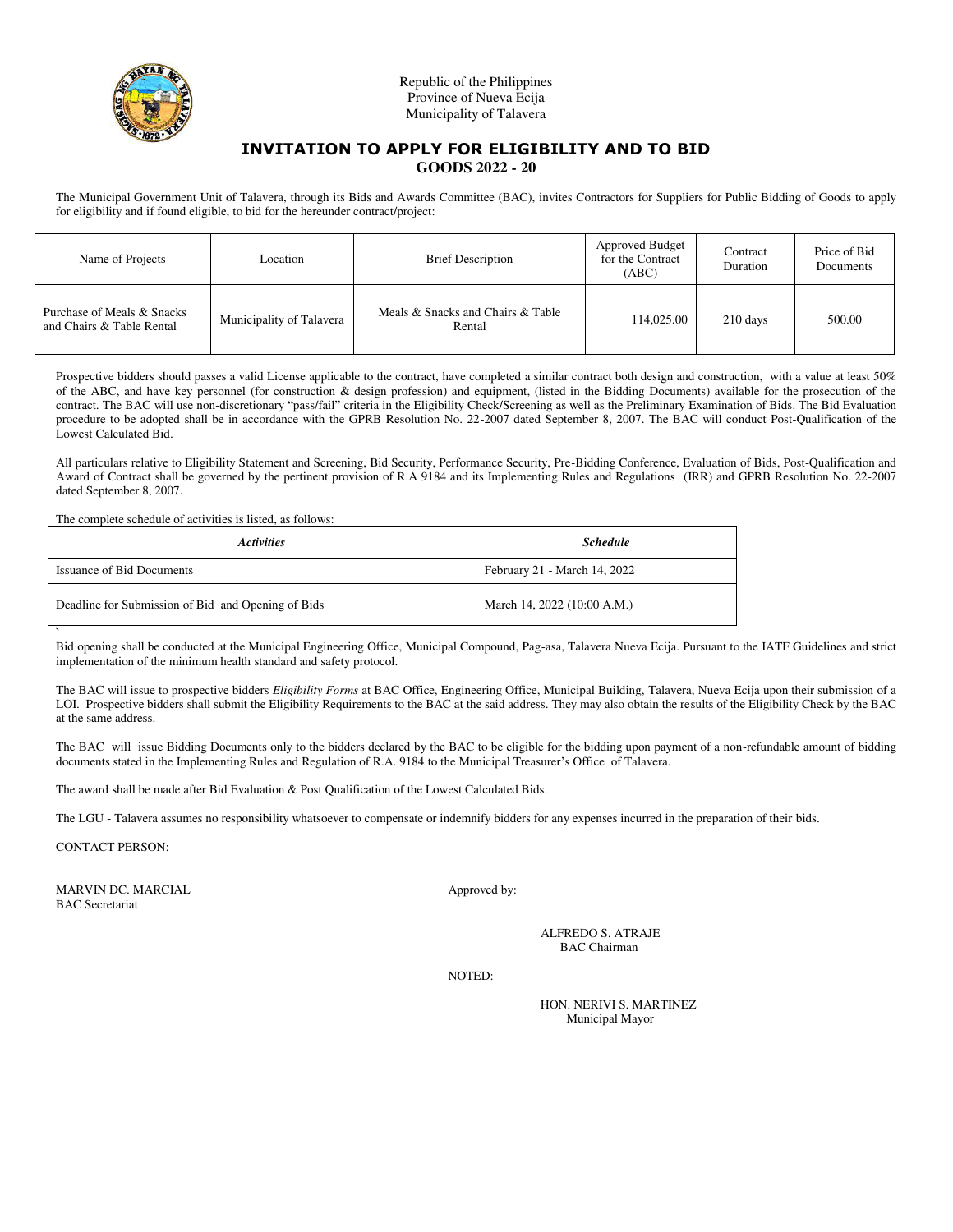Republic of the Philippines
Province of Nueva Ecija
Municipality of Talavera

# INVITATION TO APPLY FOR ELIGIBILITY AND TO BID

## GOODS 2022 - 20

The Municipal Government Unit of Talavera, through its Bids and Awards Committee (BAC), invites Contractors for Suppliers for Public Bidding of Goods to apply for eligibility and if found eligible, to bid for the hereunder contract/project:

| Name of Projects | Location | Brief Description | Approved Budget for the Contract (ABC) | Contract Duration | Price of Bid Documents |
|---|---|---|---|---|---|
| Purchase of Meals & Snacks and Chairs & Table Rental | Municipality of Talavera | Meals & Snacks and Chairs & Table Rental | 114,025.00 | 210 days | 500.00 |

Prospective bidders should passes a valid License applicable to the contract, have completed a similar contract both design and construction, with a value at least 50% of the ABC, and have key personnel (for construction & design profession) and equipment, (listed in the Bidding Documents) available for the prosecution of the contract. The BAC will use non-discretionary "pass/fail" criteria in the Eligibility Check/Screening as well as the Preliminary Examination of Bids. The Bid Evaluation procedure to be adopted shall be in accordance with the GPRB Resolution No. 22-2007 dated September 8, 2007. The BAC will conduct Post-Qualification of the Lowest Calculated Bid.

All particulars relative to Eligibility Statement and Screening, Bid Security, Performance Security, Pre-Bidding Conference, Evaluation of Bids, Post-Qualification and Award of Contract shall be governed by the pertinent provision of R.A 9184 and its Implementing Rules and Regulations (IRR) and GPRB Resolution No. 22-2007 dated September 8, 2007.

The complete schedule of activities is listed, as follows:

| *Activities* | *Schedule* |
|---|---|
| Issuance of Bid Documents | February 21 - March 14, 2022 |
| Deadline for Submission of Bid and Opening of Bids | March 14, 2022 (10:00 A.M.) |

Bid opening shall be conducted at the Municipal Engineering Office, Municipal Compound, Pag-asa, Talavera Nueva Ecija. Pursuant to the IATF Guidelines and strict implementation of the minimum health standard and safety protocol.

The BAC will issue to prospective bidders *Eligibility Forms* at BAC Office, Engineering Office, Municipal Building, Talavera, Nueva Ecija upon their submission of a LOI. Prospective bidders shall submit the Eligibility Requirements to the BAC at the said address. They may also obtain the results of the Eligibility Check by the BAC at the same address.

The BAC will issue Bidding Documents only to the bidders declared by the BAC to be eligible for the bidding upon payment of a non-refundable amount of bidding documents stated in the Implementing Rules and Regulation of R.A. 9184 to the Municipal Treasurer's Office of Talavera.

The award shall be made after Bid Evaluation & Post Qualification of the Lowest Calculated Bids.

The LGU - Talavera assumes no responsibility whatsoever to compensate or indemnify bidders for any expenses incurred in the preparation of their bids.

CONTACT PERSON:

MARVIN DC. MARCIAL
BAC Secretariat

Approved by:

ALFREDO S. ATRAJE
BAC Chairman

NOTED:

HON. NERIVI S. MARTINEZ
Municipal Mayor